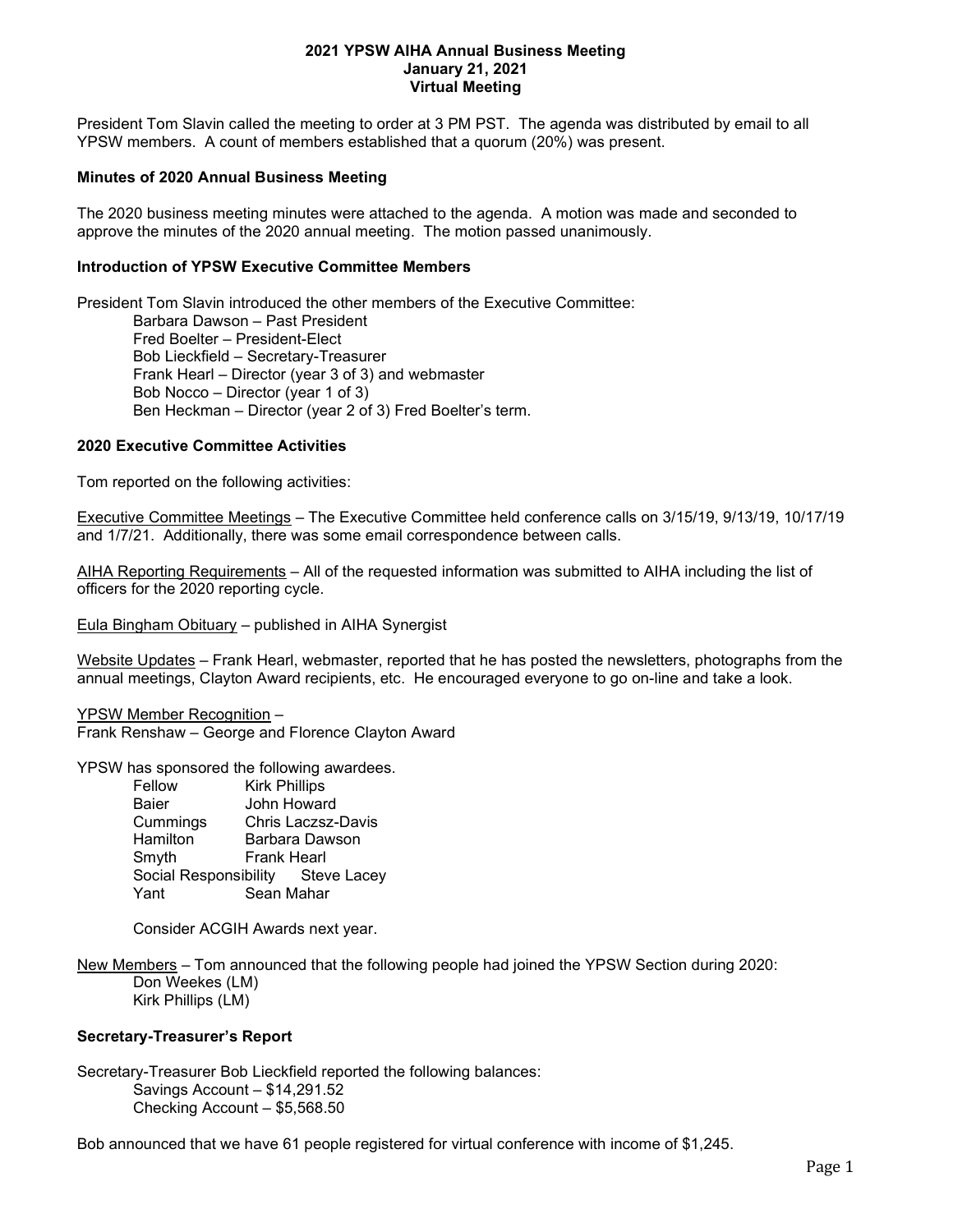**2021 YPSW AIHA Annual Business Meeting**
**January 21, 2021**
**Virtual Meeting**

President Tom Slavin called the meeting to order at 3 PM PST. The agenda was distributed by email to all YPSW members. A count of members established that a quorum (20%) was present.

**Minutes of 2020 Annual Business Meeting**

The 2020 business meeting minutes were attached to the agenda. A motion was made and seconded to approve the minutes of the 2020 annual meeting. The motion passed unanimously.

**Introduction of YPSW Executive Committee Members**

President Tom Slavin introduced the other members of the Executive Committee:

- Barbara Dawson – Past President
- Fred Boelter – President-Elect
- Bob Lieckfield – Secretary-Treasurer
- Frank Hearl – Director (year 3 of 3) and webmaster
- Bob Nocco – Director (year 1 of 3)
- Ben Heckman – Director (year 2 of 3) Fred Boelter's term.

**2020 Executive Committee Activities**

Tom reported on the following activities:

Executive Committee Meetings – The Executive Committee held conference calls on 3/15/19, 9/13/19, 10/17/19 and 1/7/21. Additionally, there was some email correspondence between calls.

AIHA Reporting Requirements – All of the requested information was submitted to AIHA including the list of officers for the 2020 reporting cycle.

Eula Bingham Obituary – published in AIHA Synergist

Website Updates – Frank Hearl, webmaster, reported that he has posted the newsletters, photographs from the annual meetings, Clayton Award recipients, etc. He encouraged everyone to go on-line and take a look.

YPSW Member Recognition –
Frank Renshaw – George and Florence Clayton Award

YPSW has sponsored the following awardees.

| | |
|---|---|
| Fellow | Kirk Phillips |
| Baier | John Howard |
| Cummings | Chris Laczsz-Davis |
| Hamilton | Barbara Dawson |
| Smyth | Frank Hearl |
| Social Responsibility | Steve Lacey |
| Yant | Sean Mahar |

Consider ACGIH Awards next year.

New Members – Tom announced that the following people had joined the YPSW Section during 2020:

- Don Weekes (LM)
- Kirk Phillips (LM)

**Secretary-Treasurer's Report**

Secretary-Treasurer Bob Lieckfield reported the following balances:

- Savings Account – $14,291.52
- Checking Account – $5,568.50

Bob announced that we have 61 people registered for virtual conference with income of $1,245.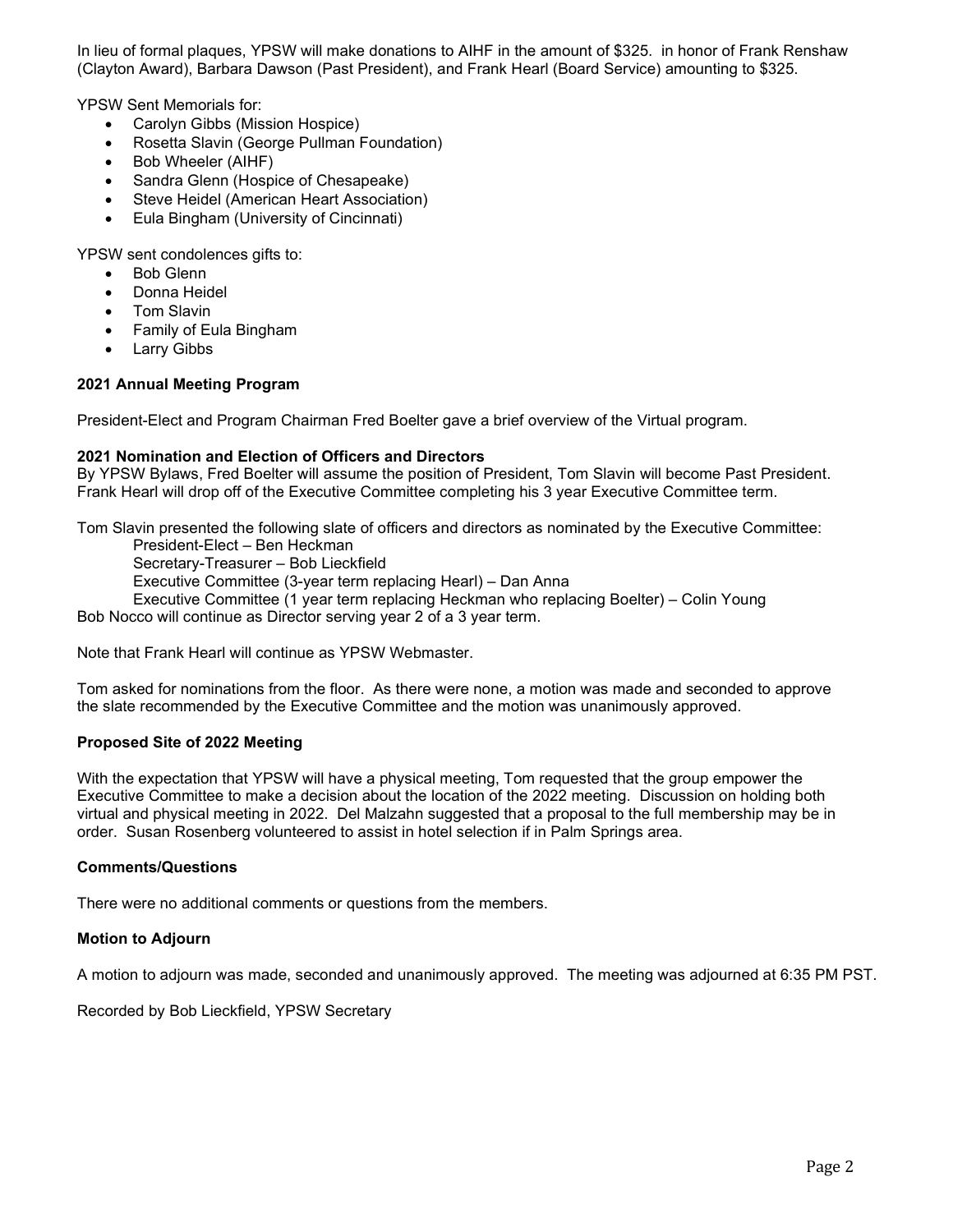In lieu of formal plaques, YPSW will make donations to AIHF in the amount of $325. in honor of Frank Renshaw (Clayton Award), Barbara Dawson (Past President), and Frank Hearl (Board Service) amounting to $325.

YPSW Sent Memorials for:

- Carolyn Gibbs (Mission Hospice)
- Rosetta Slavin (George Pullman Foundation)
- Bob Wheeler (AIHF)
- Sandra Glenn (Hospice of Chesapeake)
- Steve Heidel (American Heart Association)
- Eula Bingham (University of Cincinnati)

YPSW sent condolences gifts to:

- Bob Glenn
- Donna Heidel
- Tom Slavin
- Family of Eula Bingham
- Larry Gibbs

**2021 Annual Meeting Program**

President-Elect and Program Chairman Fred Boelter gave a brief overview of the Virtual program.

**2021 Nomination and Election of Officers and Directors**

By YPSW Bylaws, Fred Boelter will assume the position of President, Tom Slavin will become Past President. Frank Hearl will drop off of the Executive Committee completing his 3 year Executive Committee term.

Tom Slavin presented the following slate of officers and directors as nominated by the Executive Committee:

President-Elect – Ben Heckman
Secretary-Treasurer – Bob Lieckfield
Executive Committee (3-year term replacing Hearl) – Dan Anna
Executive Committee (1 year term replacing Heckman who replacing Boelter) – Colin Young

Bob Nocco will continue as Director serving year 2 of a 3 year term.

Note that Frank Hearl will continue as YPSW Webmaster.

Tom asked for nominations from the floor. As there were none, a motion was made and seconded to approve the slate recommended by the Executive Committee and the motion was unanimously approved.

**Proposed Site of 2022 Meeting**

With the expectation that YPSW will have a physical meeting, Tom requested that the group empower the Executive Committee to make a decision about the location of the 2022 meeting. Discussion on holding both virtual and physical meeting in 2022. Del Malzahn suggested that a proposal to the full membership may be in order. Susan Rosenberg volunteered to assist in hotel selection if in Palm Springs area.

**Comments/Questions**

There were no additional comments or questions from the members.

**Motion to Adjourn**

A motion to adjourn was made, seconded and unanimously approved. The meeting was adjourned at 6:35 PM PST.

Recorded by Bob Lieckfield, YPSW Secretary